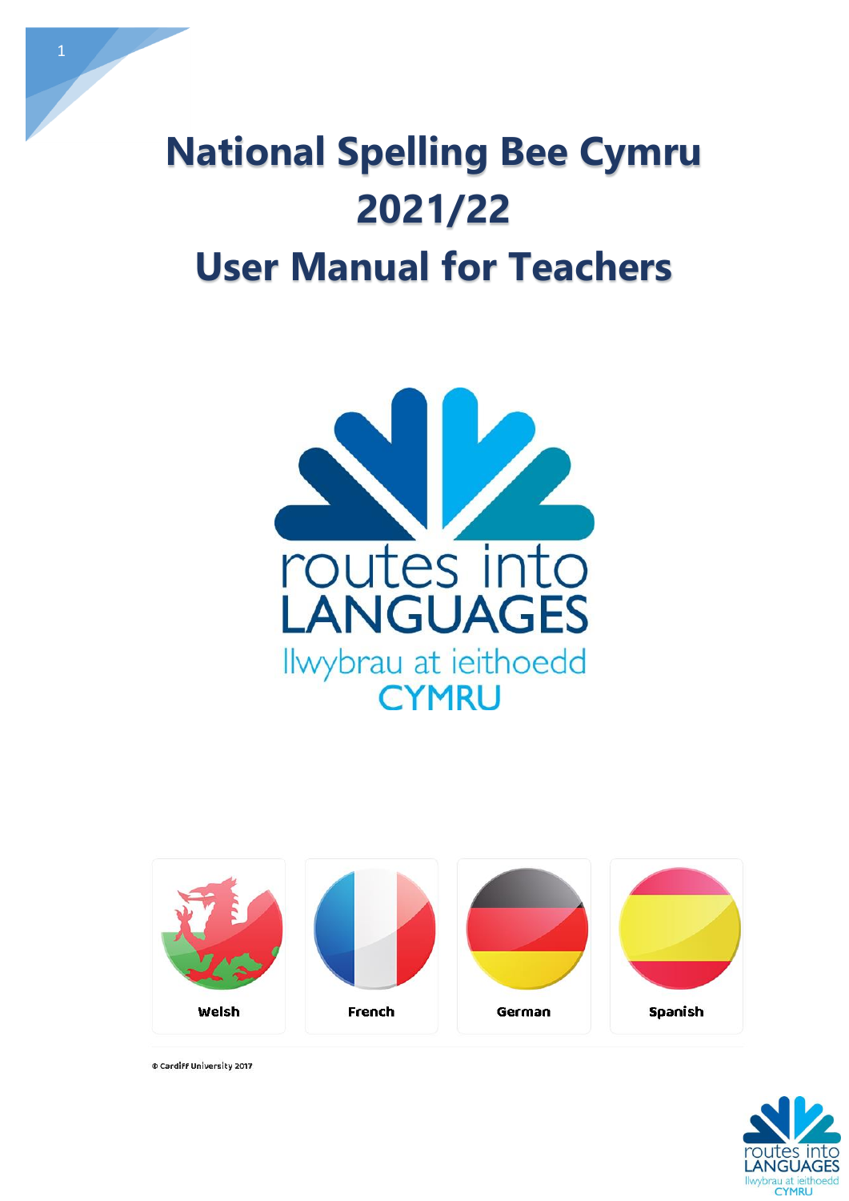# National Spelling Bee Cymru 2021/22
# User Manual for Teachers

routes into LANGUAGES

llwybrau at ieithoedd

CYMRU

Welsh

French

German

Spanish

© Cardiff University 2017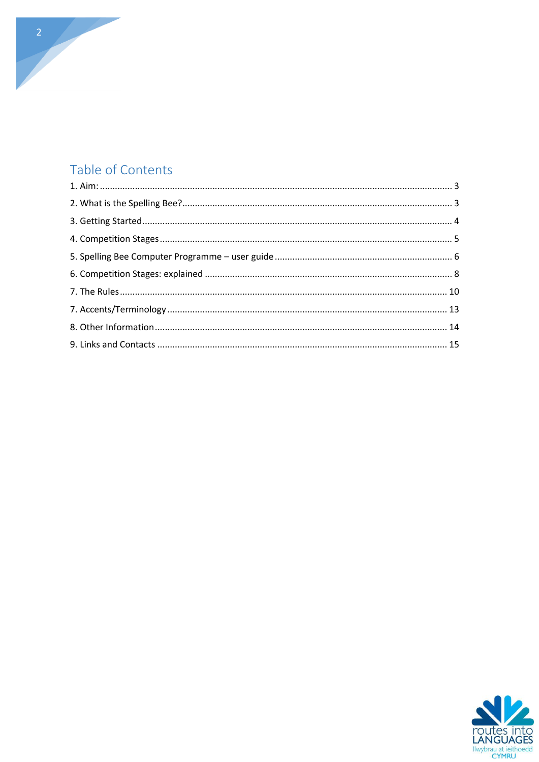## Table of Contents

1. Aim: ........................................................................................................................................ 3
2. What is the Spelling Bee?........................................................................................................ 3
3. Getting Started......................................................................................................................... 4
4. Competition Stages.................................................................................................................. 5
5. Spelling Bee Computer Programme – user guide..................................................................... 6
6. Competition Stages: explained ................................................................................................. 8
7. The Rules................................................................................................................................ 10
7. Accents/Terminology .............................................................................................................. 13
8. Other Information................................................................................................................... 14
9. Links and Contacts .................................................................................................................. 15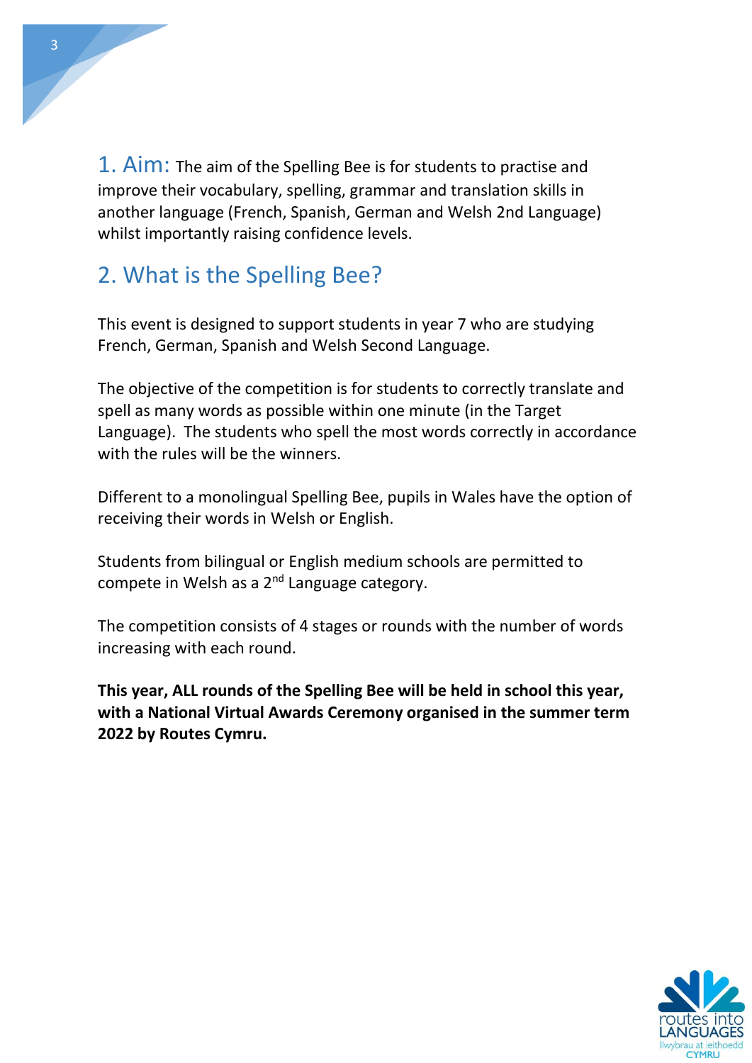## 1. Aim:

The aim of the Spelling Bee is for students to practise and improve their vocabulary, spelling, grammar and translation skills in another language (French, Spanish, German and Welsh 2nd Language) whilst importantly raising confidence levels.

## 2. What is the Spelling Bee?

This event is designed to support students in year 7 who are studying French, German, Spanish and Welsh Second Language.

The objective of the competition is for students to correctly translate and spell as many words as possible within one minute (in the Target Language). The students who spell the most words correctly in accordance with the rules will be the winners.

Different to a monolingual Spelling Bee, pupils in Wales have the option of receiving their words in Welsh or English.

Students from bilingual or English medium schools are permitted to compete in Welsh as a 2nd Language category.

The competition consists of 4 stages or rounds with the number of words increasing with each round.

**This year, ALL rounds of the Spelling Bee will be held in school this year, with a National Virtual Awards Ceremony organised in the summer term 2022 by Routes Cymru.**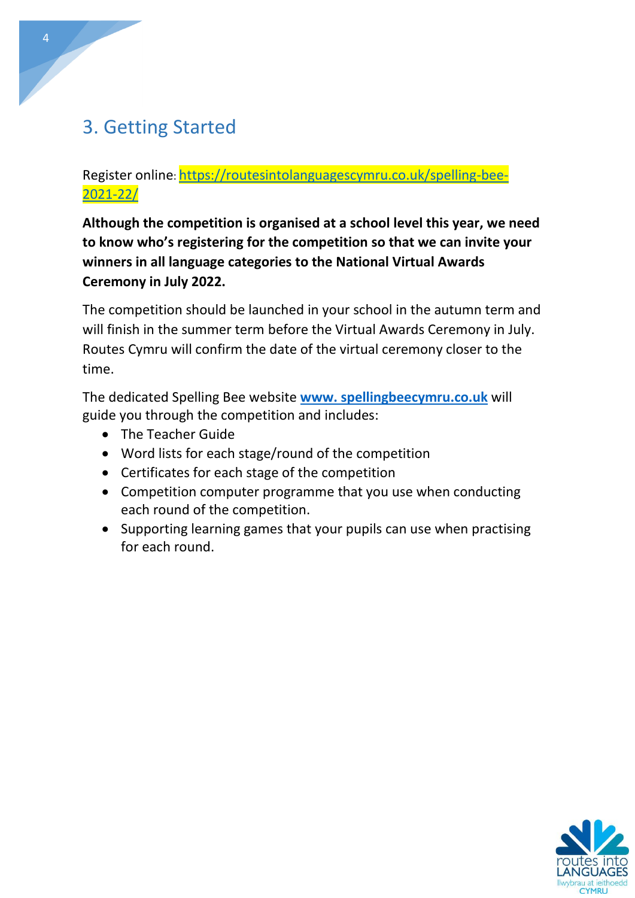## 3. Getting Started

Register online: https://routesintolanguagescymru.co.uk/spelling-bee-2021-22/

**Although the competition is organised at a school level this year, we need to know who's registering for the competition so that we can invite your winners in all language categories to the National Virtual Awards Ceremony in July 2022.**

The competition should be launched in your school in the autumn term and will finish in the summer term before the Virtual Awards Ceremony in July. Routes Cymru will confirm the date of the virtual ceremony closer to the time.

The dedicated Spelling Bee website **www. spellingbeecymru.co.uk** will guide you through the competition and includes:

- The Teacher Guide
- Word lists for each stage/round of the competition
- Certificates for each stage of the competition
- Competition computer programme that you use when conducting each round of the competition.
- Supporting learning games that your pupils can use when practising for each round.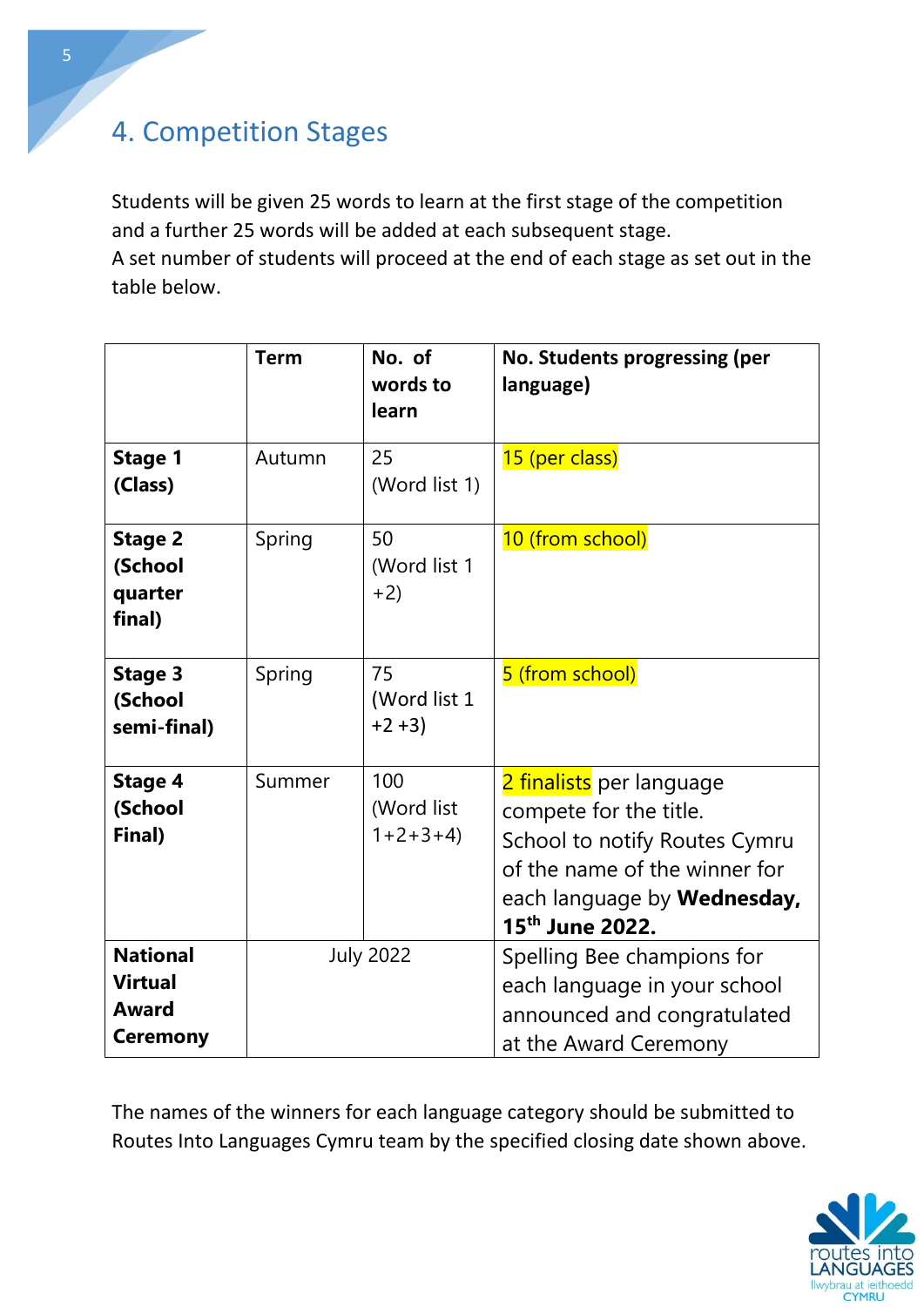# 4. Competition Stages

Students will be given 25 words to learn at the first stage of the competition and a further 25 words will be added at each subsequent stage.
A set number of students will proceed at the end of each stage as set out in the table below.

| | **Term** | **No. of words to learn** | **No. Students progressing (per language)** |
|---|---|---|---|
| **Stage 1 (Class)** | Autumn | 25 (Word list 1) | 15 (per class) |
| **Stage 2 (School quarter final)** | Spring | 50 (Word list 1 +2) | 10 (from school) |
| **Stage 3 (School semi-final)** | Spring | 75 (Word list 1 +2 +3) | 5 (from school) |
| **Stage 4 (School Final)** | Summer | 100 (Word list 1+2+3+4) | 2 finalists per language compete for the title. School to notify Routes Cymru of the name of the winner for each language by **Wednesday, 15th June 2022.** |
| **National Virtual Award Ceremony** | July 2022 | | Spelling Bee champions for each language in your school announced and congratulated at the Award Ceremony |

The names of the winners for each language category should be submitted to Routes Into Languages Cymru team by the specified closing date shown above.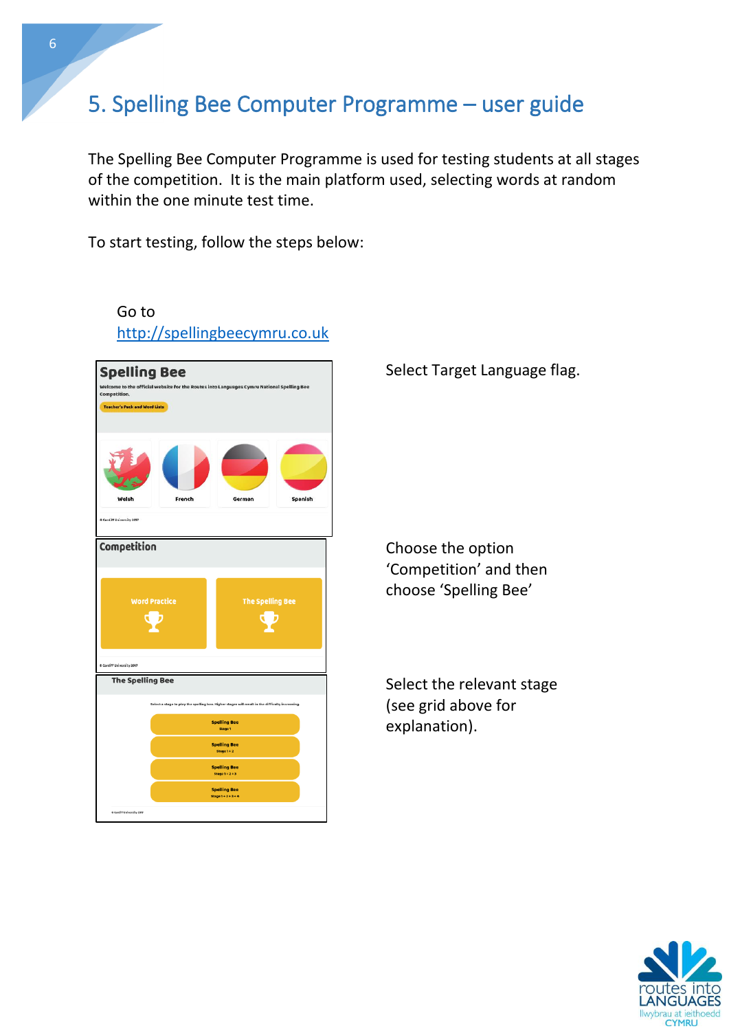# 5. Spelling Bee Computer Programme – user guide

The Spelling Bee Computer Programme is used for testing students at all stages of the competition. It is the main platform used, selecting words at random within the one minute test time.

To start testing, follow the steps below:

Go to http://spellingbeecymru.co.uk

Select Target Language flag.

Choose the option 'Competition' and then choose 'Spelling Bee'

Select the relevant stage (see grid above for explanation).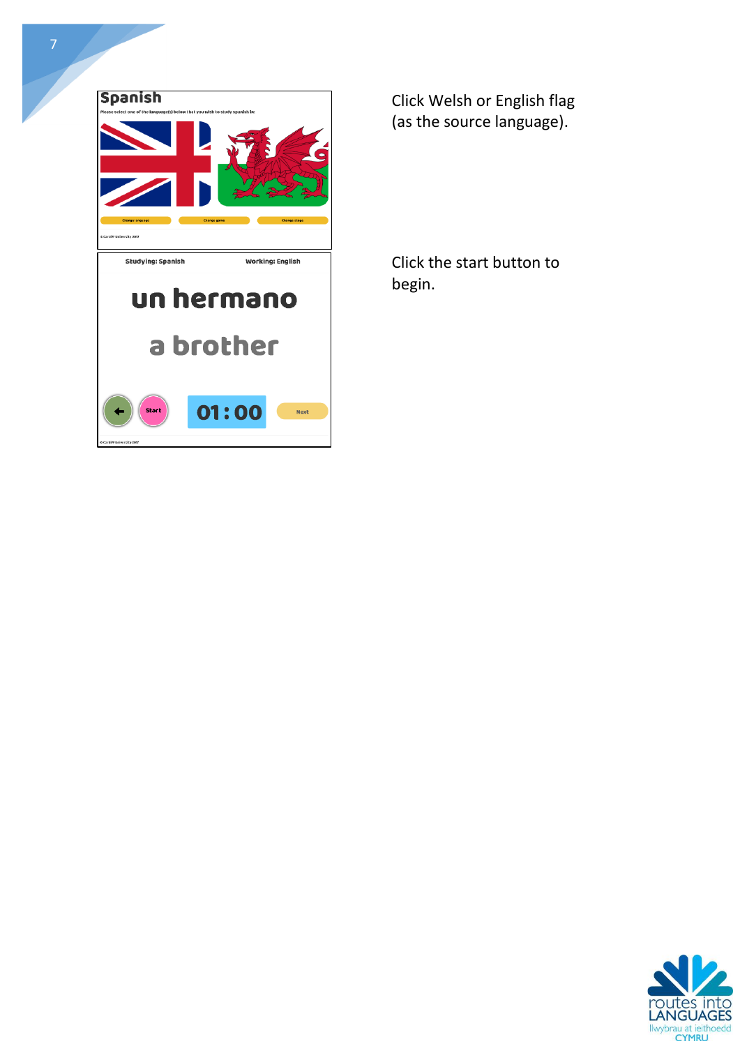Click Welsh or English flag (as the source language).

Click the start button to begin.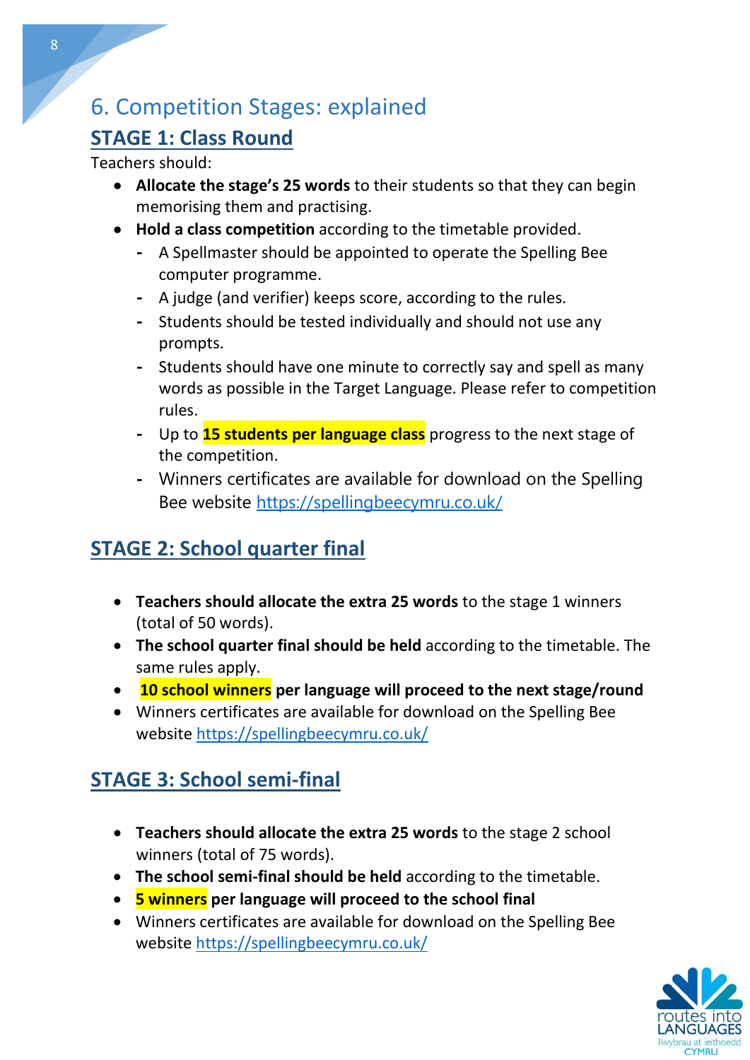# 6. Competition Stages: explained

## STAGE 1: Class Round

Teachers should:

- **Allocate the stage's 25 words** to their students so that they can begin memorising them and practising.
- **Hold a class competition** according to the timetable provided.
  - A Spellmaster should be appointed to operate the Spelling Bee computer programme.
  - A judge (and verifier) keeps score, according to the rules.
  - Students should be tested individually and should not use any prompts.
  - Students should have one minute to correctly say and spell as many words as possible in the Target Language. Please refer to competition rules.
  - Up to **15 students per language class** progress to the next stage of the competition.
  - Winners certificates are available for download on the Spelling Bee website https://spellingbeecymru.co.uk/

## STAGE 2: School quarter final

- **Teachers should allocate the extra 25 words** to the stage 1 winners (total of 50 words).
- **The school quarter final should be held** according to the timetable. The same rules apply.
- **10 school winners per language will proceed to the next stage/round**
- Winners certificates are available for download on the Spelling Bee website https://spellingbeecymru.co.uk/

## STAGE 3: School semi-final

- **Teachers should allocate the extra 25 words** to the stage 2 school winners (total of 75 words).
- **The school semi-final should be held** according to the timetable.
- **5 winners per language will proceed to the school final**
- Winners certificates are available for download on the Spelling Bee website https://spellingbeecymru.co.uk/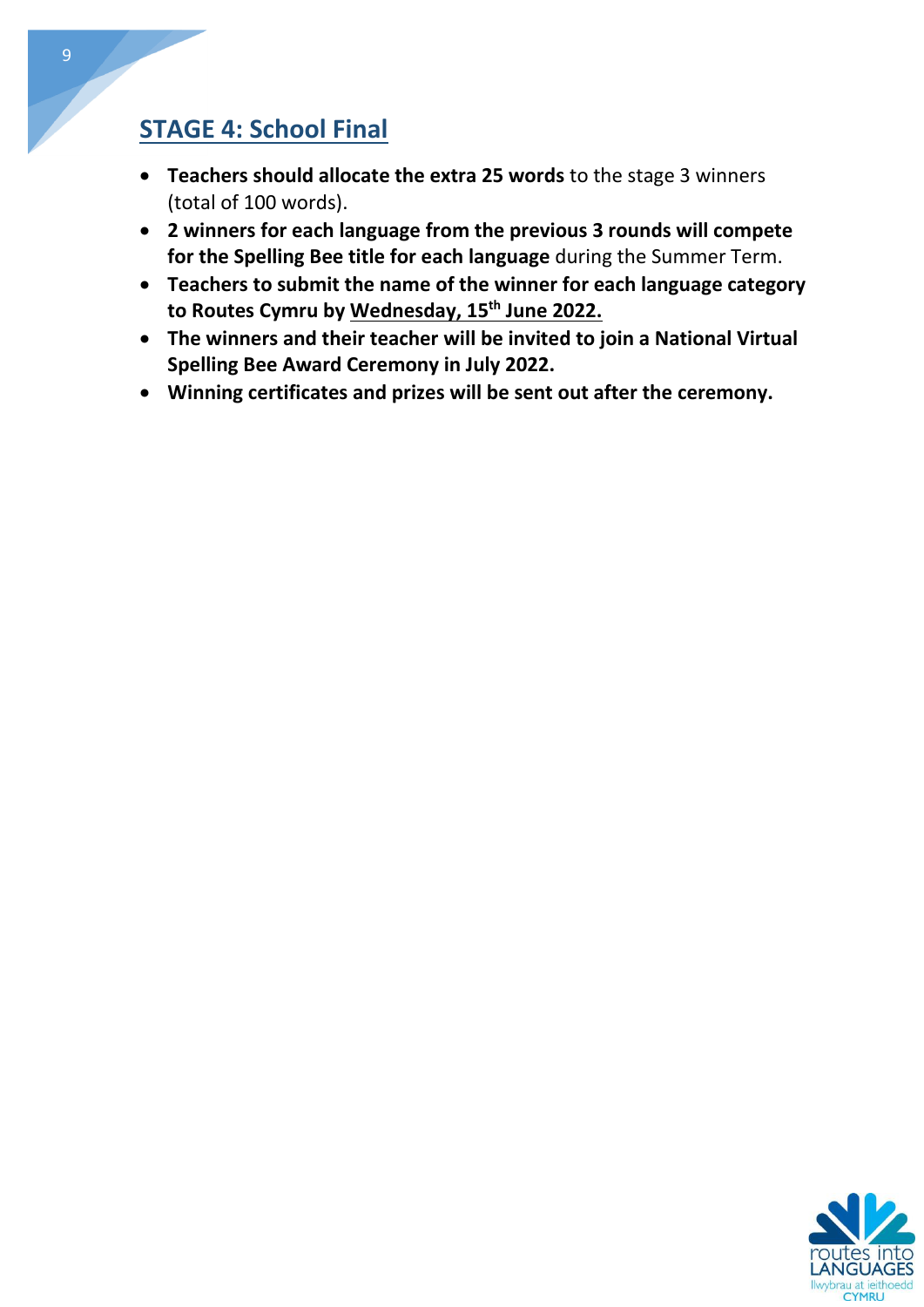## STAGE 4: School Final

- **Teachers should allocate the extra 25 words** to the stage 3 winners (total of 100 words).
- **2 winners for each language from the previous 3 rounds will compete for the Spelling Bee title for each language** during the Summer Term.
- **Teachers to submit the name of the winner for each language category to Routes Cymru by Wednesday, 15th June 2022.**
- **The winners and their teacher will be invited to join a National Virtual Spelling Bee Award Ceremony in July 2022.**
- **Winning certificates and prizes will be sent out after the ceremony.**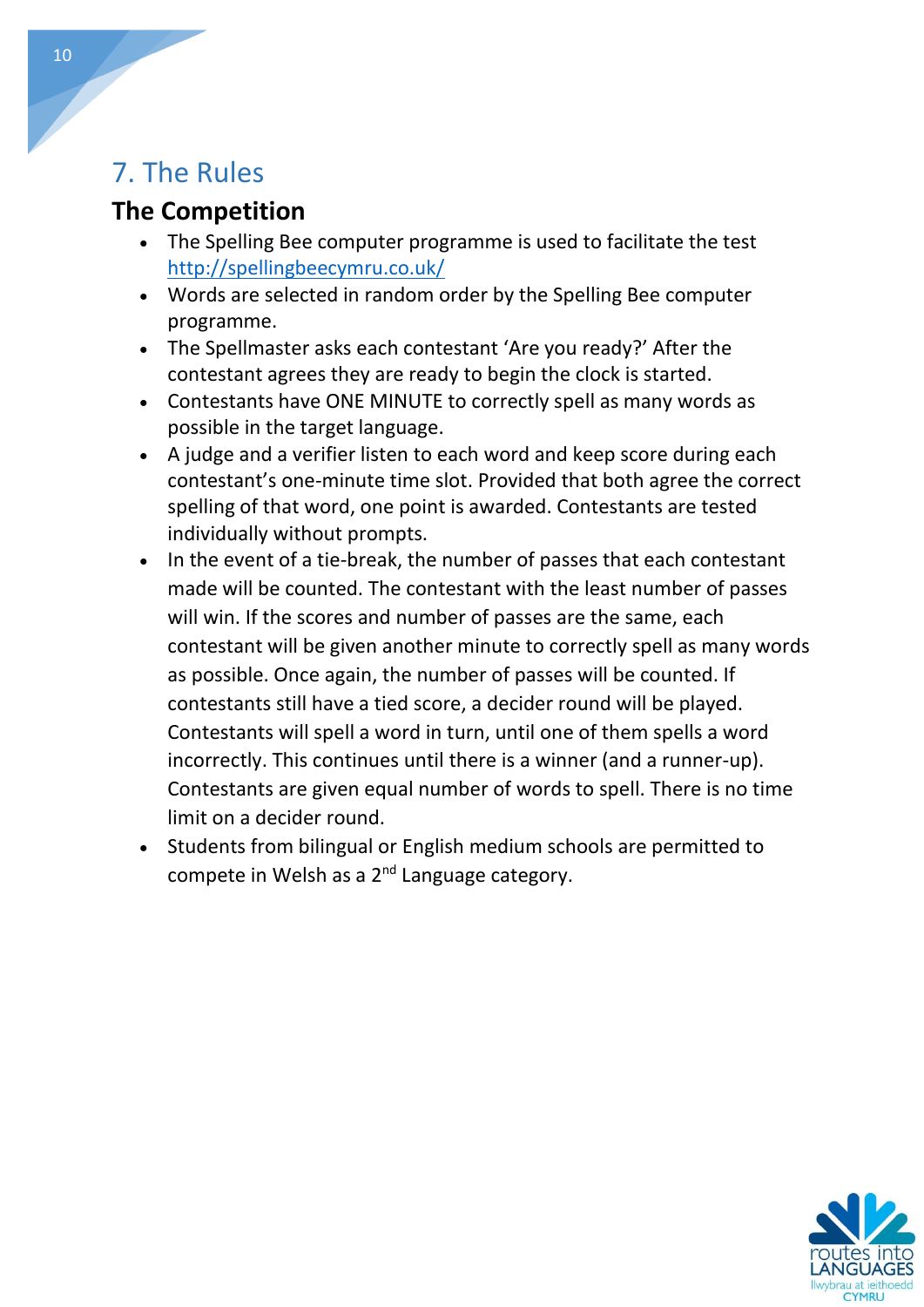## 7. The Rules

### The Competition

- The Spelling Bee computer programme is used to facilitate the test http://spellingbeecymru.co.uk/
- Words are selected in random order by the Spelling Bee computer programme.
- The Spellmaster asks each contestant 'Are you ready?' After the contestant agrees they are ready to begin the clock is started.
- Contestants have ONE MINUTE to correctly spell as many words as possible in the target language.
- A judge and a verifier listen to each word and keep score during each contestant's one-minute time slot. Provided that both agree the correct spelling of that word, one point is awarded. Contestants are tested individually without prompts.
- In the event of a tie-break, the number of passes that each contestant made will be counted. The contestant with the least number of passes will win. If the scores and number of passes are the same, each contestant will be given another minute to correctly spell as many words as possible. Once again, the number of passes will be counted. If contestants still have a tied score, a decider round will be played. Contestants will spell a word in turn, until one of them spells a word incorrectly. This continues until there is a winner (and a runner-up). Contestants are given equal number of words to spell. There is no time limit on a decider round.
- Students from bilingual or English medium schools are permitted to compete in Welsh as a 2nd Language category.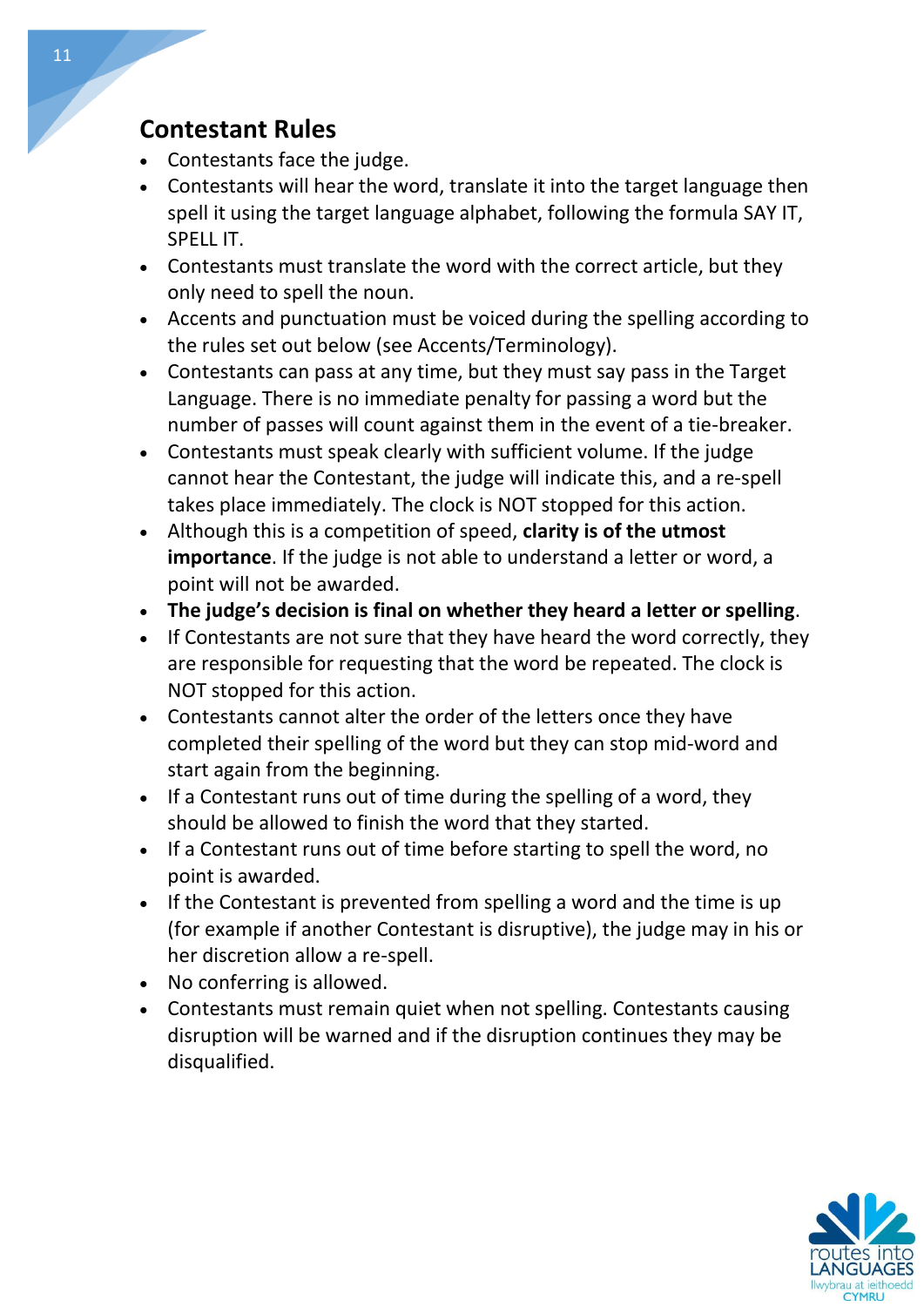## Contestant Rules

- Contestants face the judge.
- Contestants will hear the word, translate it into the target language then spell it using the target language alphabet, following the formula SAY IT, SPELL IT.
- Contestants must translate the word with the correct article, but they only need to spell the noun.
- Accents and punctuation must be voiced during the spelling according to the rules set out below (see Accents/Terminology).
- Contestants can pass at any time, but they must say pass in the Target Language. There is no immediate penalty for passing a word but the number of passes will count against them in the event of a tie-breaker.
- Contestants must speak clearly with sufficient volume. If the judge cannot hear the Contestant, the judge will indicate this, and a re-spell takes place immediately. The clock is NOT stopped for this action.
- Although this is a competition of speed, **clarity is of the utmost importance**. If the judge is not able to understand a letter or word, a point will not be awarded.
- **The judge's decision is final on whether they heard a letter or spelling**.
- If Contestants are not sure that they have heard the word correctly, they are responsible for requesting that the word be repeated. The clock is NOT stopped for this action.
- Contestants cannot alter the order of the letters once they have completed their spelling of the word but they can stop mid-word and start again from the beginning.
- If a Contestant runs out of time during the spelling of a word, they should be allowed to finish the word that they started.
- If a Contestant runs out of time before starting to spell the word, no point is awarded.
- If the Contestant is prevented from spelling a word and the time is up (for example if another Contestant is disruptive), the judge may in his or her discretion allow a re-spell.
- No conferring is allowed.
- Contestants must remain quiet when not spelling. Contestants causing disruption will be warned and if the disruption continues they may be disqualified.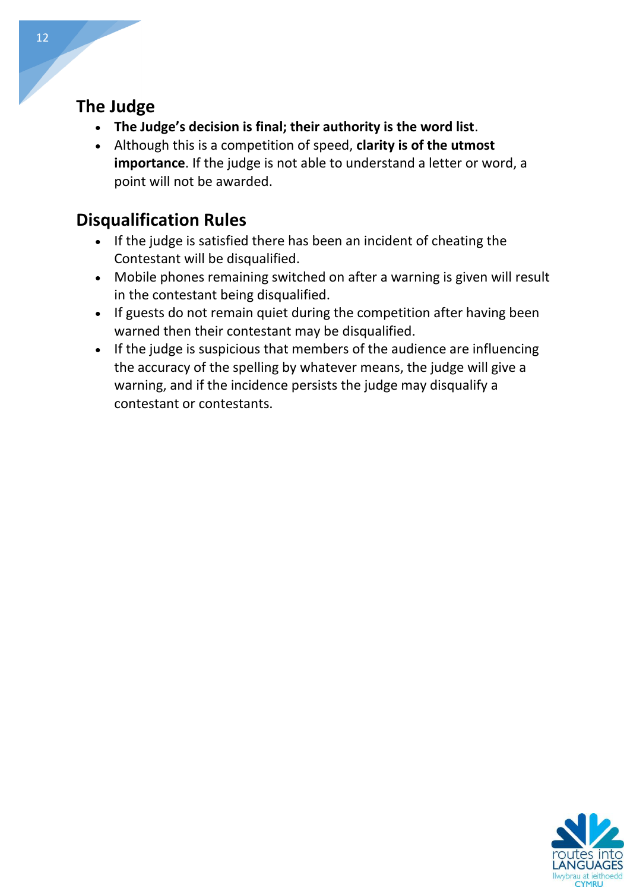## The Judge

- **The Judge's decision is final; their authority is the word list**.
- Although this is a competition of speed, **clarity is of the utmost importance**. If the judge is not able to understand a letter or word, a point will not be awarded.

## Disqualification Rules

- If the judge is satisfied there has been an incident of cheating the Contestant will be disqualified.
- Mobile phones remaining switched on after a warning is given will result in the contestant being disqualified.
- If guests do not remain quiet during the competition after having been warned then their contestant may be disqualified.
- If the judge is suspicious that members of the audience are influencing the accuracy of the spelling by whatever means, the judge will give a warning, and if the incidence persists the judge may disqualify a contestant or contestants.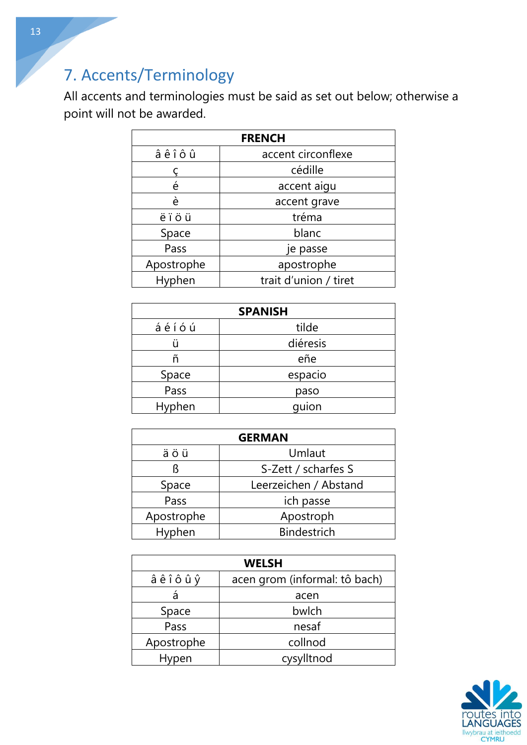## 7. Accents/Terminology

All accents and terminologies must be said as set out below; otherwise a point will not be awarded.

| FRENCH | |
|---|---|
| â ê î ô û | accent circonflexe |
| ç | cédille |
| é | accent aigu |
| è | accent grave |
| ë ï ö ü | tréma |
| Space | blanc |
| Pass | je passe |
| Apostrophe | apostrophe |
| Hyphen | trait d'union / tiret |

| SPANISH | |
|---|---|
| á é í ó ú | tilde |
| ü | diéresis |
| ñ | eñe |
| Space | espacio |
| Pass | paso |
| Hyphen | guion |

| GERMAN | |
|---|---|
| ä ö ü | Umlaut |
| ß | S-Zett / scharfes S |
| Space | Leerzeichen / Abstand |
| Pass | ich passe |
| Apostrophe | Apostroph |
| Hyphen | Bindestrich |

| WELSH | |
|---|---|
| â ê î ô û ŷ | acen grom (informal: tô bach) |
| á | acen |
| Space | bwlch |
| Pass | nesaf |
| Apostrophe | collnod |
| Hypen | cysylltnod |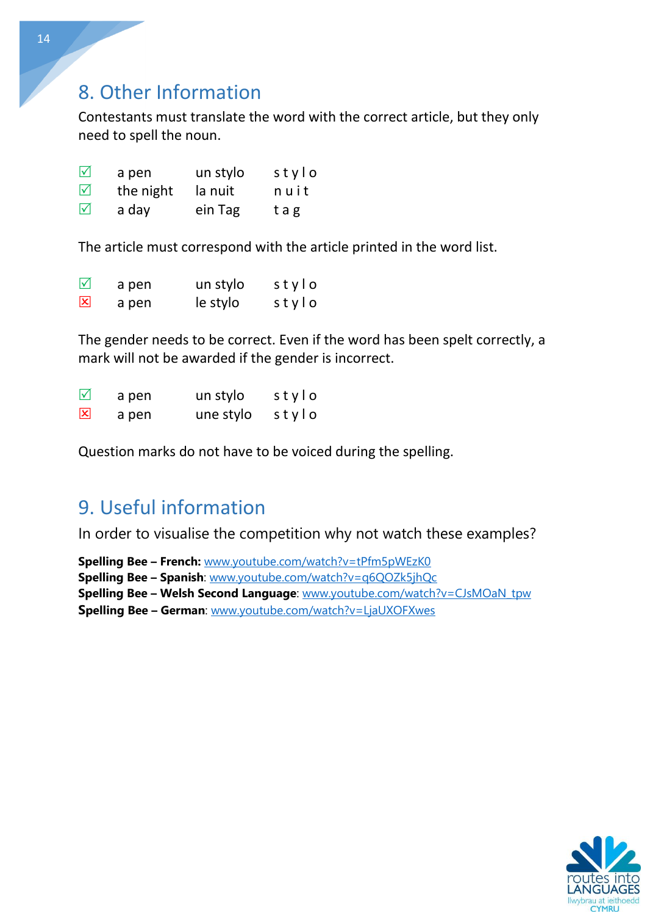## 8. Other Information

Contestants must translate the word with the correct article, but they only need to spell the noun.

| | | | |
|---|---|---|---|
| ☑ | a pen | un stylo | s t y l o |
| ☑ | the night | la nuit | n u i t |
| ☑ | a day | ein Tag | t a g |

The article must correspond with the article printed in the word list.

| | | | |
|---|---|---|---|
| ☑ | a pen | un stylo | s t y l o |
| ☒ | a pen | le stylo | s t y l o |

The gender needs to be correct. Even if the word has been spelt correctly, a mark will not be awarded if the gender is incorrect.

| | | | |
|---|---|---|---|
| ☑ | a pen | un stylo | s t y l o |
| ☒ | a pen | une stylo | s t y l o |

Question marks do not have to be voiced during the spelling.

## 9. Useful information

In order to visualise the competition why not watch these examples?

**Spelling Bee – French:** www.youtube.com/watch?v=tPfm5pWEzK0
**Spelling Bee – Spanish**: www.youtube.com/watch?v=q6QOZk5jhQc
**Spelling Bee – Welsh Second Language**: www.youtube.com/watch?v=CJsMOaN_tpw
**Spelling Bee – German**: www.youtube.com/watch?v=LjaUXOFXwes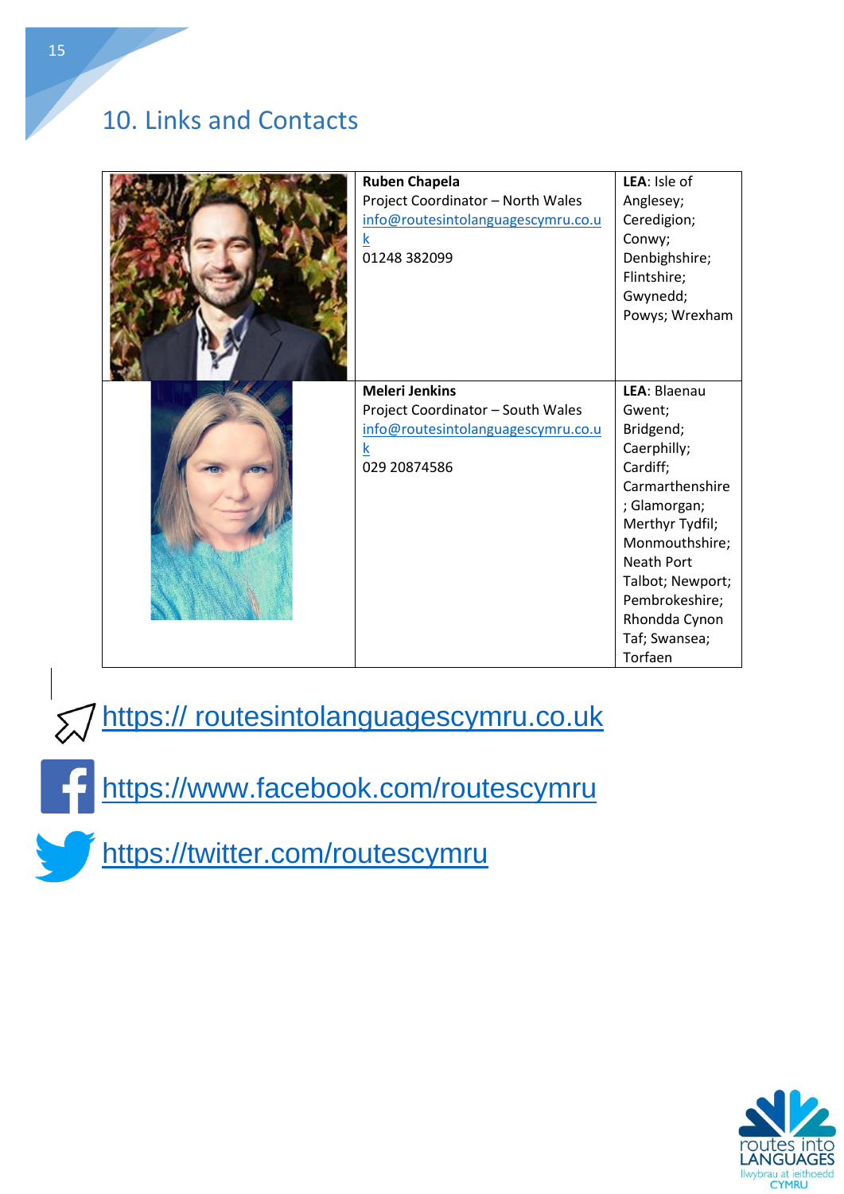## 10. Links and Contacts

| | | |
|---|---|---|
| | **Ruben Chapela**<br>Project Coordinator – North Wales<br>info@routesintolanguagescymru.co.uk<br>01248 382099 | **LEA**: Isle of Anglesey; Ceredigion; Conwy; Denbighshire; Flintshire; Gwynedd; Powys; Wrexham |
| | **Meleri Jenkins**<br>Project Coordinator – South Wales<br>info@routesintolanguagescymru.co.uk<br>029 20874586 | **LEA**: Blaenau Gwent; Bridgend; Caerphilly; Cardiff; Carmarthenshire; Glamorgan; Merthyr Tydfil; Monmouthshire; Neath Port Talbot; Newport; Pembrokeshire; Rhondda Cynon Taf; Swansea; Torfaen |

https:// routesintolanguagescymru.co.uk

https://www.facebook.com/routescymru

https://twitter.com/routescymru

routes into LANGUAGES
llwybrau at ieithoedd
CYMRU